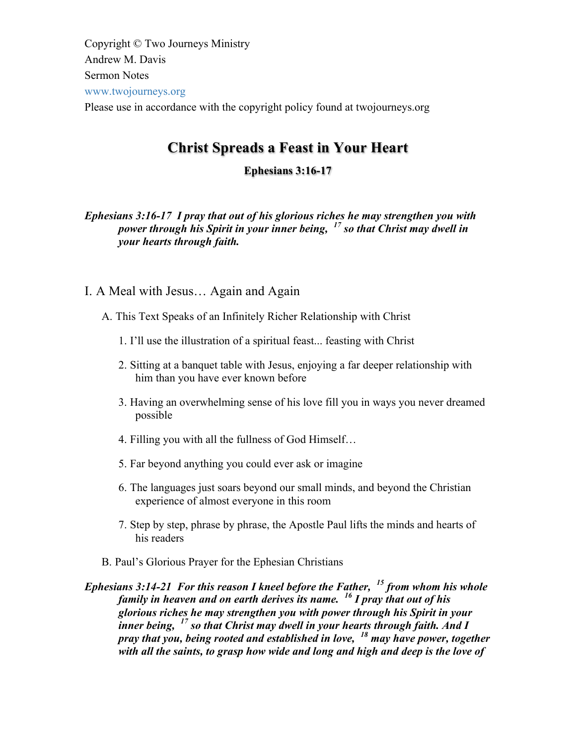Copyright © Two Journeys Ministry
Andrew M. Davis
Sermon Notes
www.twojourneys.org
Please use in accordance with the copyright policy found at twojourneys.org

# Christ Spreads a Feast in Your Heart

### Ephesians 3:16-17

***Ephesians 3:16-17 I pray that out of his glorious riches he may strengthen you with power through his Spirit in your inner being, [17] so that Christ may dwell in your hearts through faith.***

## I. A Meal with Jesus… Again and Again

A. This Text Speaks of an Infinitely Richer Relationship with Christ

1. I'll use the illustration of a spiritual feast... feasting with Christ
2. Sitting at a banquet table with Jesus, enjoying a far deeper relationship with him than you have ever known before
3. Having an overwhelming sense of his love fill you in ways you never dreamed possible
4. Filling you with all the fullness of God Himself…
5. Far beyond anything you could ever ask or imagine
6. The languages just soars beyond our small minds, and beyond the Christian experience of almost everyone in this room
7. Step by step, phrase by phrase, the Apostle Paul lifts the minds and hearts of his readers

B. Paul's Glorious Prayer for the Ephesian Christians

***Ephesians 3:14-21 For this reason I kneel before the Father, [15] from whom his whole family in heaven and on earth derives its name. [16] I pray that out of his glorious riches he may strengthen you with power through his Spirit in your inner being, [17] so that Christ may dwell in your hearts through faith. And I pray that you, being rooted and established in love, [18] may have power, together with all the saints, to grasp how wide and long and high and deep is the love of***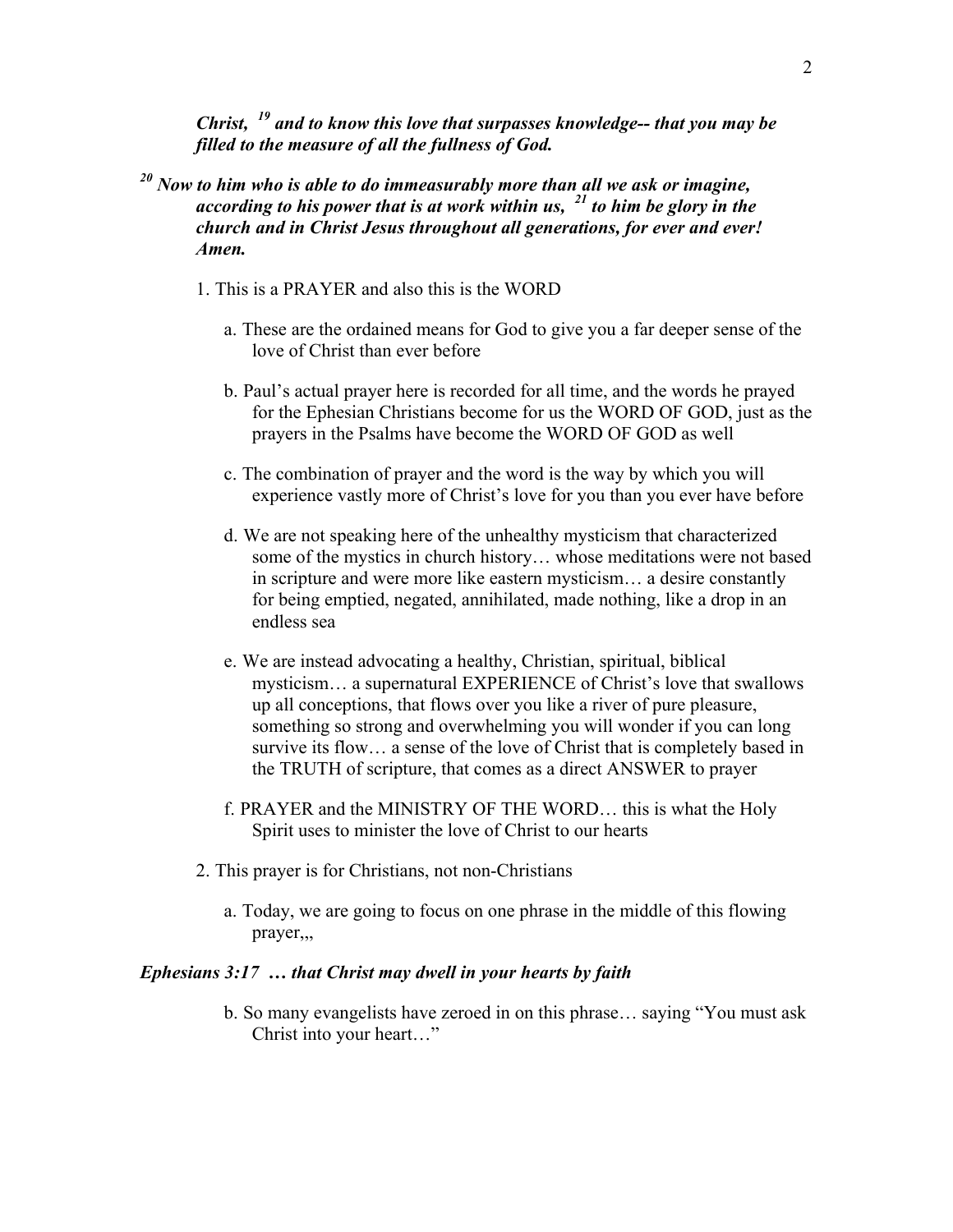***Christ, [19] and to know this love that surpasses knowledge-- that you may be filled to the measure of all the fullness of God.***

***[20] Now to him who is able to do immeasurably more than all we ask or imagine, according to his power that is at work within us, [21] to him be glory in the church and in Christ Jesus throughout all generations, for ever and ever! Amen.***

1. This is a PRAYER and also this is the WORD

   a. These are the ordained means for God to give you a far deeper sense of the love of Christ than ever before

   b. Paul's actual prayer here is recorded for all time, and the words he prayed for the Ephesian Christians become for us the WORD OF GOD, just as the prayers in the Psalms have become the WORD OF GOD as well

   c. The combination of prayer and the word is the way by which you will experience vastly more of Christ's love for you than you ever have before

   d. We are not speaking here of the unhealthy mysticism that characterized some of the mystics in church history… whose meditations were not based in scripture and were more like eastern mysticism… a desire constantly for being emptied, negated, annihilated, made nothing, like a drop in an endless sea

   e. We are instead advocating a healthy, Christian, spiritual, biblical mysticism… a supernatural EXPERIENCE of Christ's love that swallows up all conceptions, that flows over you like a river of pure pleasure, something so strong and overwhelming you will wonder if you can long survive its flow… a sense of the love of Christ that is completely based in the TRUTH of scripture, that comes as a direct ANSWER to prayer

   f. PRAYER and the MINISTRY OF THE WORD… this is what the Holy Spirit uses to minister the love of Christ to our hearts

2. This prayer is for Christians, not non-Christians

   a. Today, we are going to focus on one phrase in the middle of this flowing prayer,,,

***Ephesians 3:17 … that Christ may dwell in your hearts by faith***

   b. So many evangelists have zeroed in on this phrase… saying "You must ask Christ into your heart…"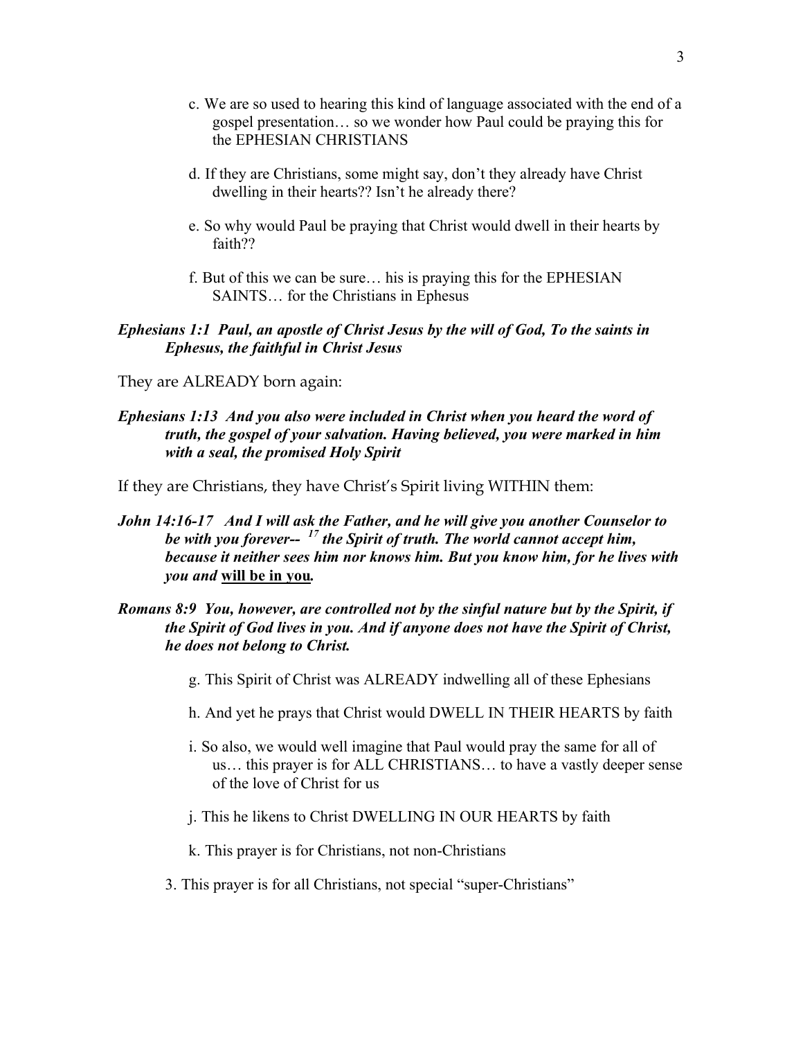c. We are so used to hearing this kind of language associated with the end of a gospel presentation… so we wonder how Paul could be praying this for the EPHESIAN CHRISTIANS

d. If they are Christians, some might say, don't they already have Christ dwelling in their hearts?? Isn't he already there?

e. So why would Paul be praying that Christ would dwell in their hearts by faith??

f. But of this we can be sure… his is praying this for the EPHESIAN SAINTS… for the Christians in Ephesus

***Ephesians 1:1 Paul, an apostle of Christ Jesus by the will of God, To the saints in Ephesus, the faithful in Christ Jesus***

They are ALREADY born again:

***Ephesians 1:13 And you also were included in Christ when you heard the word of truth, the gospel of your salvation. Having believed, you were marked in him with a seal, the promised Holy Spirit***

If they are Christians, they have Christ's Spirit living WITHIN them:

***John 14:16-17 And I will ask the Father, and he will give you another Counselor to be with you forever-- [17] the Spirit of truth. The world cannot accept him, because it neither sees him nor knows him. But you know him, for he lives with you and <u>will be in you</u>.***

***Romans 8:9 You, however, are controlled not by the sinful nature but by the Spirit, if the Spirit of God lives in you. And if anyone does not have the Spirit of Christ, he does not belong to Christ.***

g. This Spirit of Christ was ALREADY indwelling all of these Ephesians

h. And yet he prays that Christ would DWELL IN THEIR HEARTS by faith

i. So also, we would well imagine that Paul would pray the same for all of us… this prayer is for ALL CHRISTIANS… to have a vastly deeper sense of the love of Christ for us

j. This he likens to Christ DWELLING IN OUR HEARTS by faith

k. This prayer is for Christians, not non-Christians

3. This prayer is for all Christians, not special "super-Christians"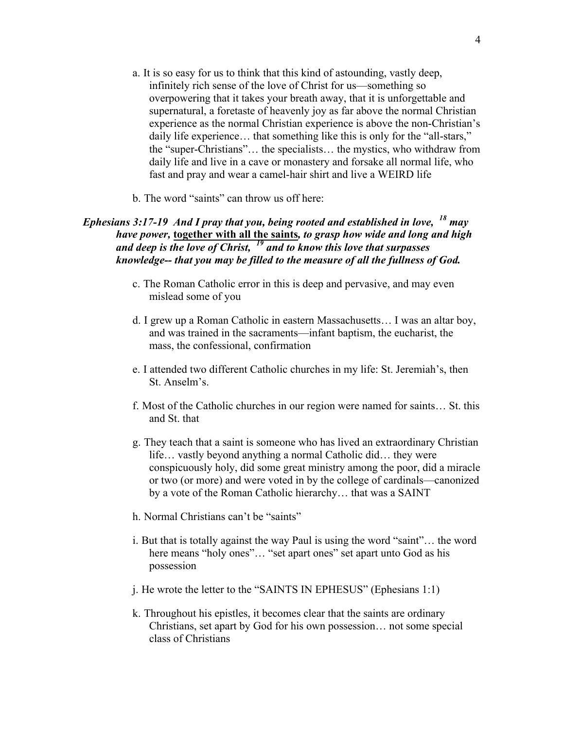a. It is so easy for us to think that this kind of astounding, vastly deep, infinitely rich sense of the love of Christ for us—something so overpowering that it takes your breath away, that it is unforgettable and supernatural, a foretaste of heavenly joy as far above the normal Christian experience as the normal Christian experience is above the non-Christian's daily life experience… that something like this is only for the "all-stars," the "super-Christians"… the specialists… the mystics, who withdraw from daily life and live in a cave or monastery and forsake all normal life, who fast and pray and wear a camel-hair shirt and live a WEIRD life

b. The word "saints" can throw us off here:

***Ephesians 3:17-19 And I pray that you, being rooted and established in love, [18] may have power, <u>together with all the saints</u>, to grasp how wide and long and high and deep is the love of Christ, [19] and to know this love that surpasses knowledge-- that you may be filled to the measure of all the fullness of God.***

c. The Roman Catholic error in this is deep and pervasive, and may even mislead some of you

d. I grew up a Roman Catholic in eastern Massachusetts… I was an altar boy, and was trained in the sacraments—infant baptism, the eucharist, the mass, the confessional, confirmation

e. I attended two different Catholic churches in my life: St. Jeremiah's, then St. Anselm's.

f. Most of the Catholic churches in our region were named for saints… St. this and St. that

g. They teach that a saint is someone who has lived an extraordinary Christian life… vastly beyond anything a normal Catholic did… they were conspicuously holy, did some great ministry among the poor, did a miracle or two (or more) and were voted in by the college of cardinals—canonized by a vote of the Roman Catholic hierarchy… that was a SAINT

h. Normal Christians can't be "saints"

i. But that is totally against the way Paul is using the word "saint"… the word here means "holy ones"… "set apart ones" set apart unto God as his possession

j. He wrote the letter to the "SAINTS IN EPHESUS" (Ephesians 1:1)

k. Throughout his epistles, it becomes clear that the saints are ordinary Christians, set apart by God for his own possession… not some special class of Christians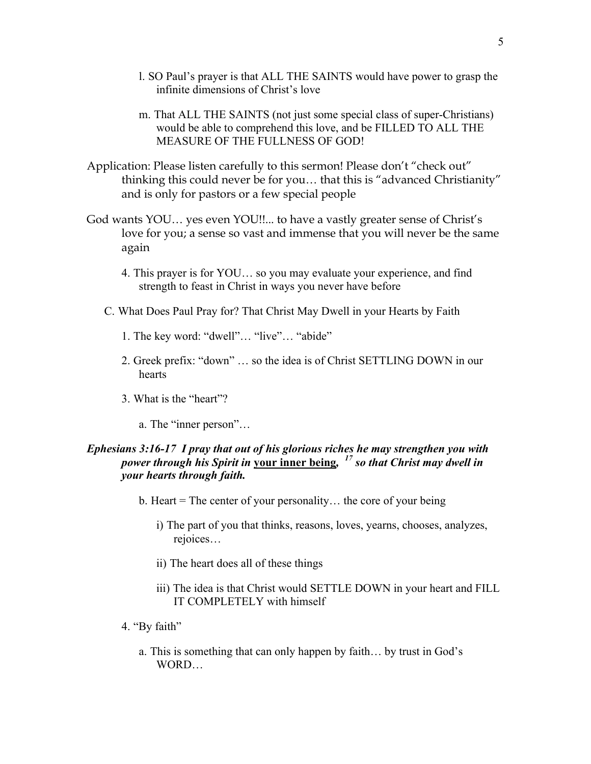l. SO Paul's prayer is that ALL THE SAINTS would have power to grasp the infinite dimensions of Christ's love

m. That ALL THE SAINTS (not just some special class of super-Christians) would be able to comprehend this love, and be FILLED TO ALL THE MEASURE OF THE FULLNESS OF GOD!

Application: Please listen carefully to this sermon! Please don't "check out" thinking this could never be for you… that this is "advanced Christianity" and is only for pastors or a few special people

God wants YOU… yes even YOU!!... to have a vastly greater sense of Christ's love for you; a sense so vast and immense that you will never be the same again

4. This prayer is for YOU… so you may evaluate your experience, and find strength to feast in Christ in ways you never have before

C. What Does Paul Pray for? That Christ May Dwell in your Hearts by Faith

1. The key word: "dwell"… "live"… "abide"

2. Greek prefix: "down" … so the idea is of Christ SETTLING DOWN in our hearts

3. What is the "heart"?

a. The "inner person"…

***Ephesians 3:16-17 I pray that out of his glorious riches he may strengthen you with power through his Spirit in <u>your inner being</u>, [17] so that Christ may dwell in your hearts through faith.***

b. Heart = The center of your personality… the core of your being

i) The part of you that thinks, reasons, loves, yearns, chooses, analyzes, rejoices…

ii) The heart does all of these things

iii) The idea is that Christ would SETTLE DOWN in your heart and FILL IT COMPLETELY with himself

4. "By faith"

a. This is something that can only happen by faith… by trust in God's WORD…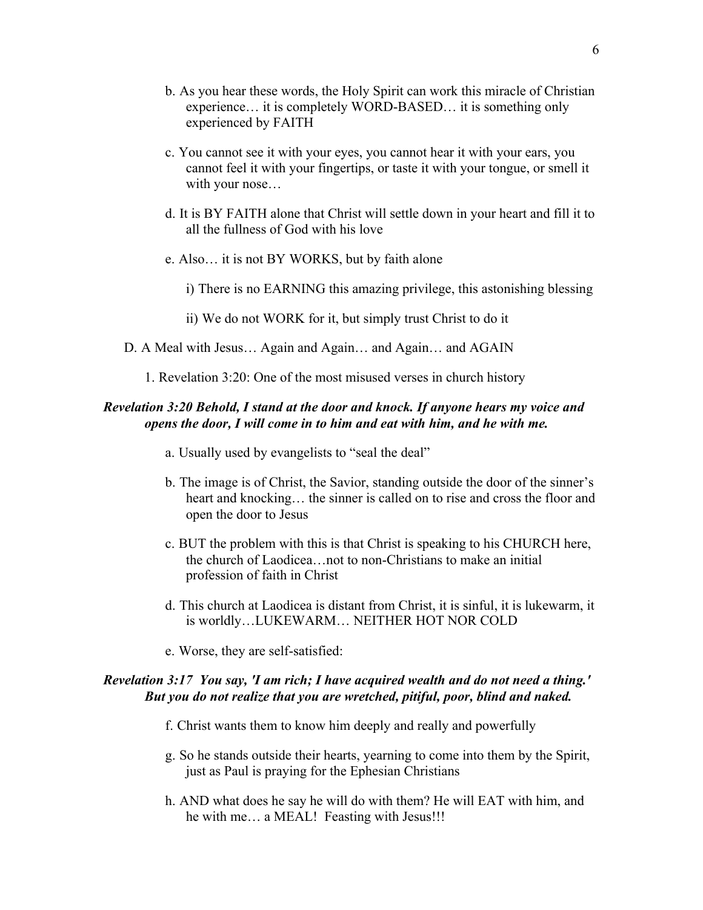b. As you hear these words, the Holy Spirit can work this miracle of Christian experience… it is completely WORD-BASED… it is something only experienced by FAITH

c. You cannot see it with your eyes, you cannot hear it with your ears, you cannot feel it with your fingertips, or taste it with your tongue, or smell it with your nose…

d. It is BY FAITH alone that Christ will settle down in your heart and fill it to all the fullness of God with his love

e. Also… it is not BY WORKS, but by faith alone

i) There is no EARNING this amazing privilege, this astonishing blessing

ii) We do not WORK for it, but simply trust Christ to do it

D. A Meal with Jesus… Again and Again… and Again… and AGAIN

1. Revelation 3:20: One of the most misused verses in church history

***Revelation 3:20 Behold, I stand at the door and knock. If anyone hears my voice and opens the door, I will come in to him and eat with him, and he with me.***

a. Usually used by evangelists to "seal the deal"

b. The image is of Christ, the Savior, standing outside the door of the sinner's heart and knocking… the sinner is called on to rise and cross the floor and open the door to Jesus

c. BUT the problem with this is that Christ is speaking to his CHURCH here, the church of Laodicea…not to non-Christians to make an initial profession of faith in Christ

d. This church at Laodicea is distant from Christ, it is sinful, it is lukewarm, it is worldly…LUKEWARM… NEITHER HOT NOR COLD

e. Worse, they are self-satisfied:

***Revelation 3:17 You say, 'I am rich; I have acquired wealth and do not need a thing.' But you do not realize that you are wretched, pitiful, poor, blind and naked.***

f. Christ wants them to know him deeply and really and powerfully

g. So he stands outside their hearts, yearning to come into them by the Spirit, just as Paul is praying for the Ephesian Christians

h. AND what does he say he will do with them? He will EAT with him, and he with me… a MEAL! Feasting with Jesus!!!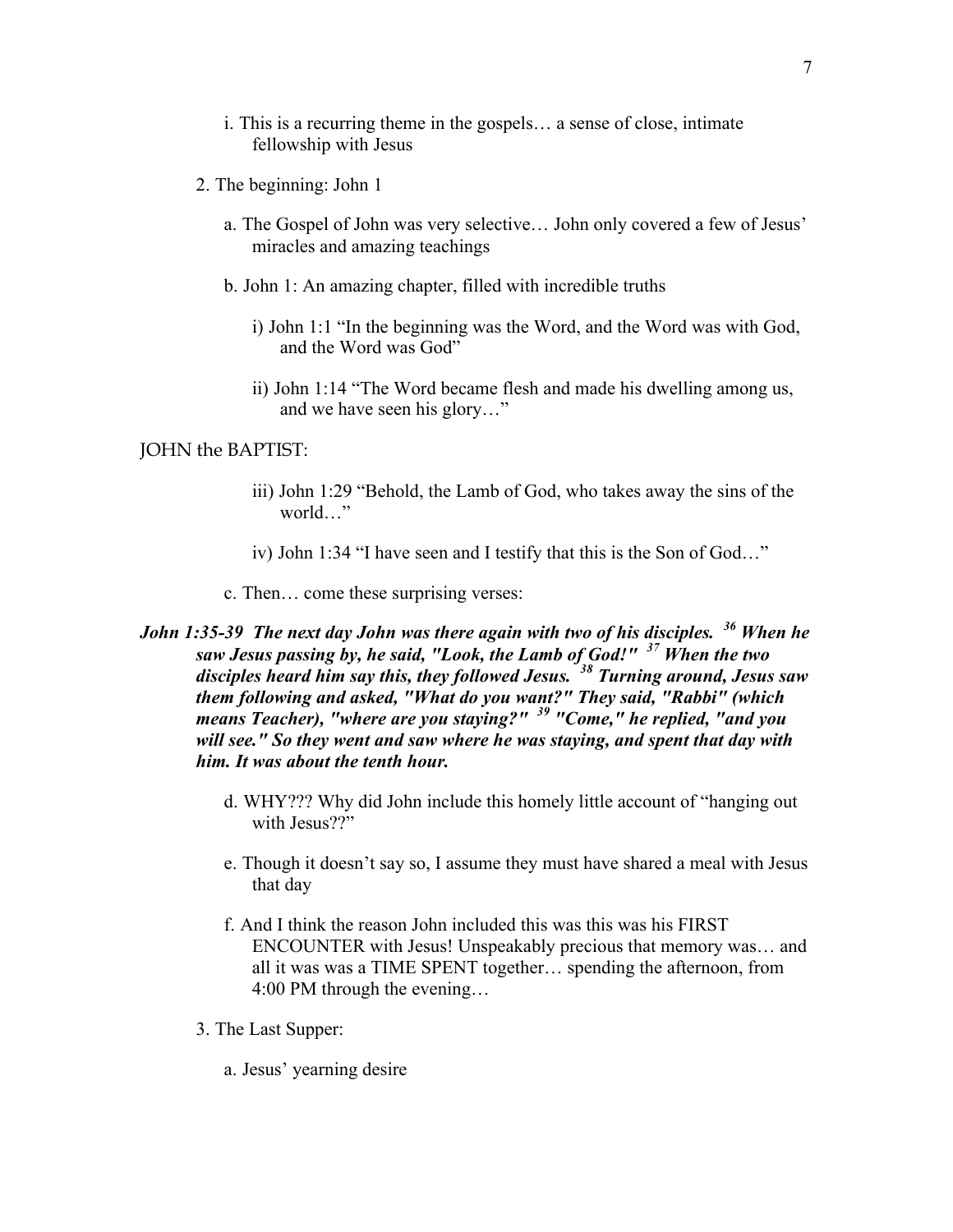i. This is a recurring theme in the gospels… a sense of close, intimate fellowship with Jesus

2. The beginning: John 1

   a. The Gospel of John was very selective… John only covered a few of Jesus' miracles and amazing teachings

   b. John 1: An amazing chapter, filled with incredible truths

      i) John 1:1 "In the beginning was the Word, and the Word was with God, and the Word was God"

      ii) John 1:14 "The Word became flesh and made his dwelling among us, and we have seen his glory…"

JOHN the BAPTIST:

      iii) John 1:29 "Behold, the Lamb of God, who takes away the sins of the world…"

      iv) John 1:34 "I have seen and I testify that this is the Son of God…"

   c. Then… come these surprising verses:

***John 1:35-39 The next day John was there again with two of his disciples. [36] When he saw Jesus passing by, he said, "Look, the Lamb of God!" [37] When the two disciples heard him say this, they followed Jesus. [38] Turning around, Jesus saw them following and asked, "What do you want?" They said, "Rabbi" (which means Teacher), "where are you staying?" [39] "Come," he replied, "and you will see." So they went and saw where he was staying, and spent that day with him. It was about the tenth hour.***

   d. WHY??? Why did John include this homely little account of "hanging out with Jesus??"

   e. Though it doesn't say so, I assume they must have shared a meal with Jesus that day

   f. And I think the reason John included this was this was his FIRST ENCOUNTER with Jesus! Unspeakably precious that memory was… and all it was was a TIME SPENT together… spending the afternoon, from 4:00 PM through the evening…

3. The Last Supper:

   a. Jesus' yearning desire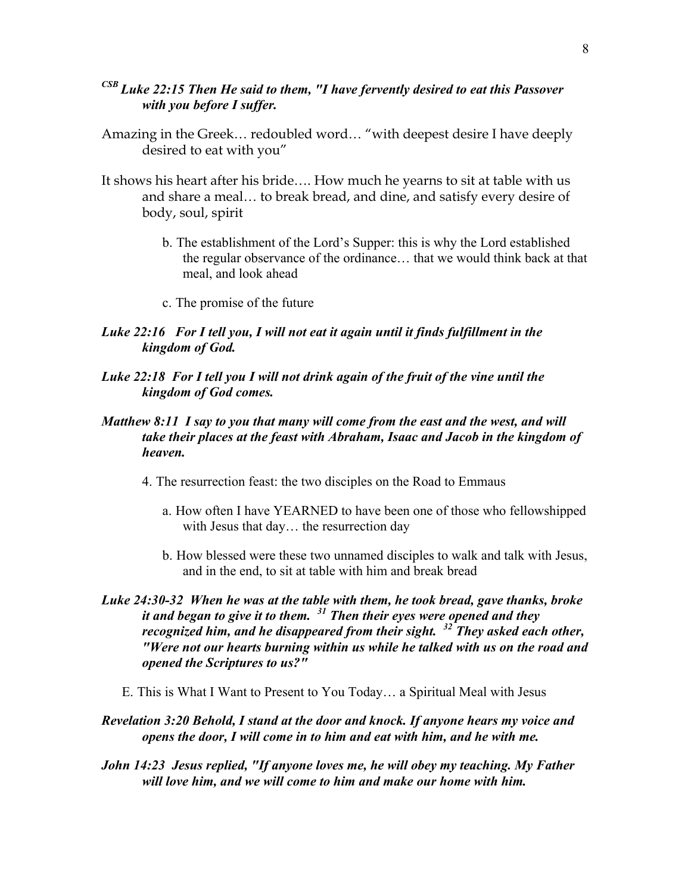***CSB* Luke 22:15 Then He said to them, "I have fervently desired to eat this Passover with you before I suffer.**

Amazing in the Greek… redoubled word… "with deepest desire I have deeply desired to eat with you"

It shows his heart after his bride…. How much he yearns to sit at table with us and share a meal… to break bread, and dine, and satisfy every desire of body, soul, spirit

b. The establishment of the Lord's Supper: this is why the Lord established the regular observance of the ordinance… that we would think back at that meal, and look ahead

c. The promise of the future

***Luke 22:16 For I tell you, I will not eat it again until it finds fulfillment in the kingdom of God.***

***Luke 22:18 For I tell you I will not drink again of the fruit of the vine until the kingdom of God comes.***

***Matthew 8:11 I say to you that many will come from the east and the west, and will take their places at the feast with Abraham, Isaac and Jacob in the kingdom of heaven.***

4. The resurrection feast: the two disciples on the Road to Emmaus

a. How often I have YEARNED to have been one of those who fellowshipped with Jesus that day… the resurrection day

b. How blessed were these two unnamed disciples to walk and talk with Jesus, and in the end, to sit at table with him and break bread

***Luke 24:30-32 When he was at the table with them, he took bread, gave thanks, broke it and began to give it to them. [31] Then their eyes were opened and they recognized him, and he disappeared from their sight. [32] They asked each other, "Were not our hearts burning within us while he talked with us on the road and opened the Scriptures to us?"***

E. This is What I Want to Present to You Today… a Spiritual Meal with Jesus

***Revelation 3:20 Behold, I stand at the door and knock. If anyone hears my voice and opens the door, I will come in to him and eat with him, and he with me.***

***John 14:23 Jesus replied, "If anyone loves me, he will obey my teaching. My Father will love him, and we will come to him and make our home with him.***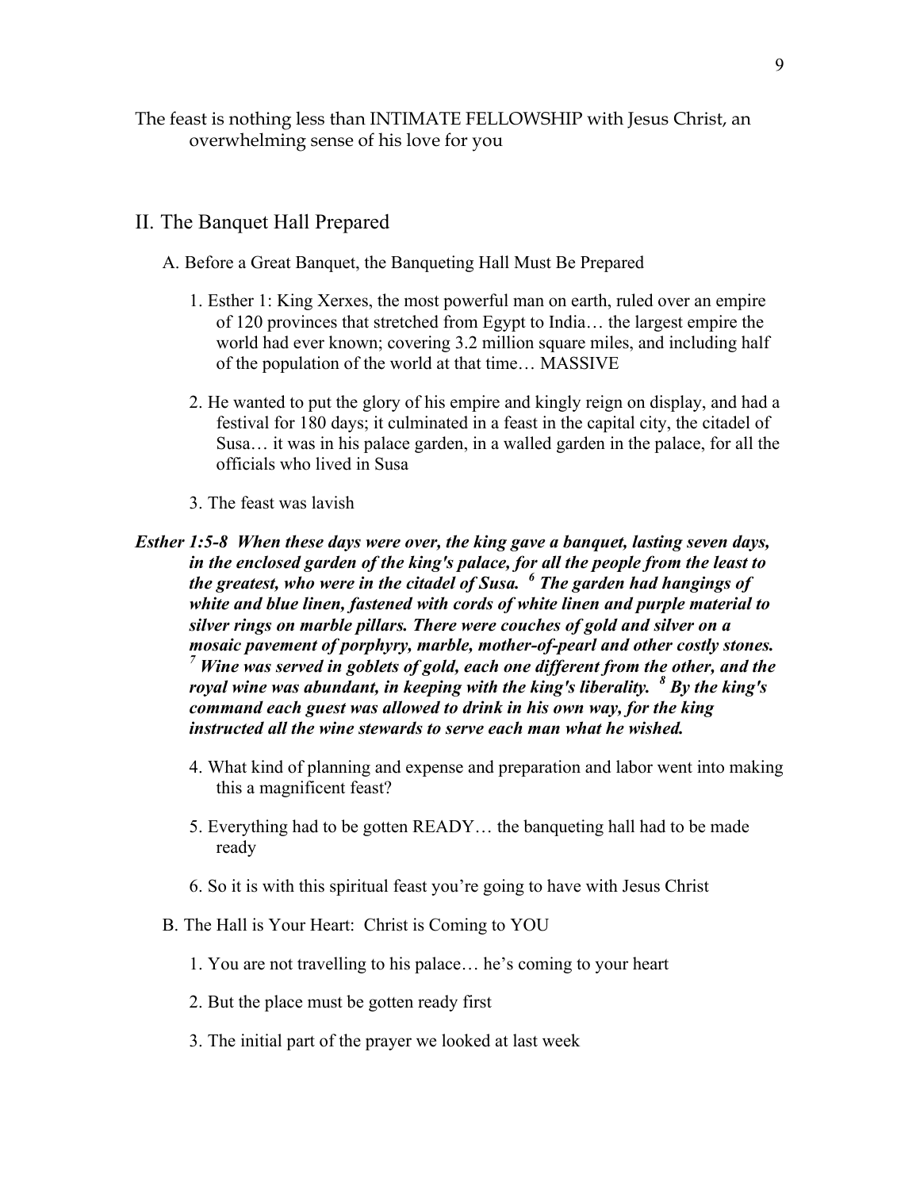The feast is nothing less than INTIMATE FELLOWSHIP with Jesus Christ, an overwhelming sense of his love for you

## II. The Banquet Hall Prepared

### A. Before a Great Banquet, the Banqueting Hall Must Be Prepared

1. Esther 1: King Xerxes, the most powerful man on earth, ruled over an empire of 120 provinces that stretched from Egypt to India… the largest empire the world had ever known; covering 3.2 million square miles, and including half of the population of the world at that time… MASSIVE

2. He wanted to put the glory of his empire and kingly reign on display, and had a festival for 180 days; it culminated in a feast in the capital city, the citadel of Susa… it was in his palace garden, in a walled garden in the palace, for all the officials who lived in Susa

3. The feast was lavish

***Esther 1:5-8 When these days were over, the king gave a banquet, lasting seven days, in the enclosed garden of the king's palace, for all the people from the least to the greatest, who were in the citadel of Susa. [6] The garden had hangings of white and blue linen, fastened with cords of white linen and purple material to silver rings on marble pillars. There were couches of gold and silver on a mosaic pavement of porphyry, marble, mother-of-pearl and other costly stones. [7] Wine was served in goblets of gold, each one different from the other, and the royal wine was abundant, in keeping with the king's liberality. [8] By the king's command each guest was allowed to drink in his own way, for the king instructed all the wine stewards to serve each man what he wished.***

4. What kind of planning and expense and preparation and labor went into making this a magnificent feast?

5. Everything had to be gotten READY… the banqueting hall had to be made ready

6. So it is with this spiritual feast you're going to have with Jesus Christ

### B. The Hall is Your Heart: Christ is Coming to YOU

1. You are not travelling to his palace… he's coming to your heart

2. But the place must be gotten ready first

3. The initial part of the prayer we looked at last week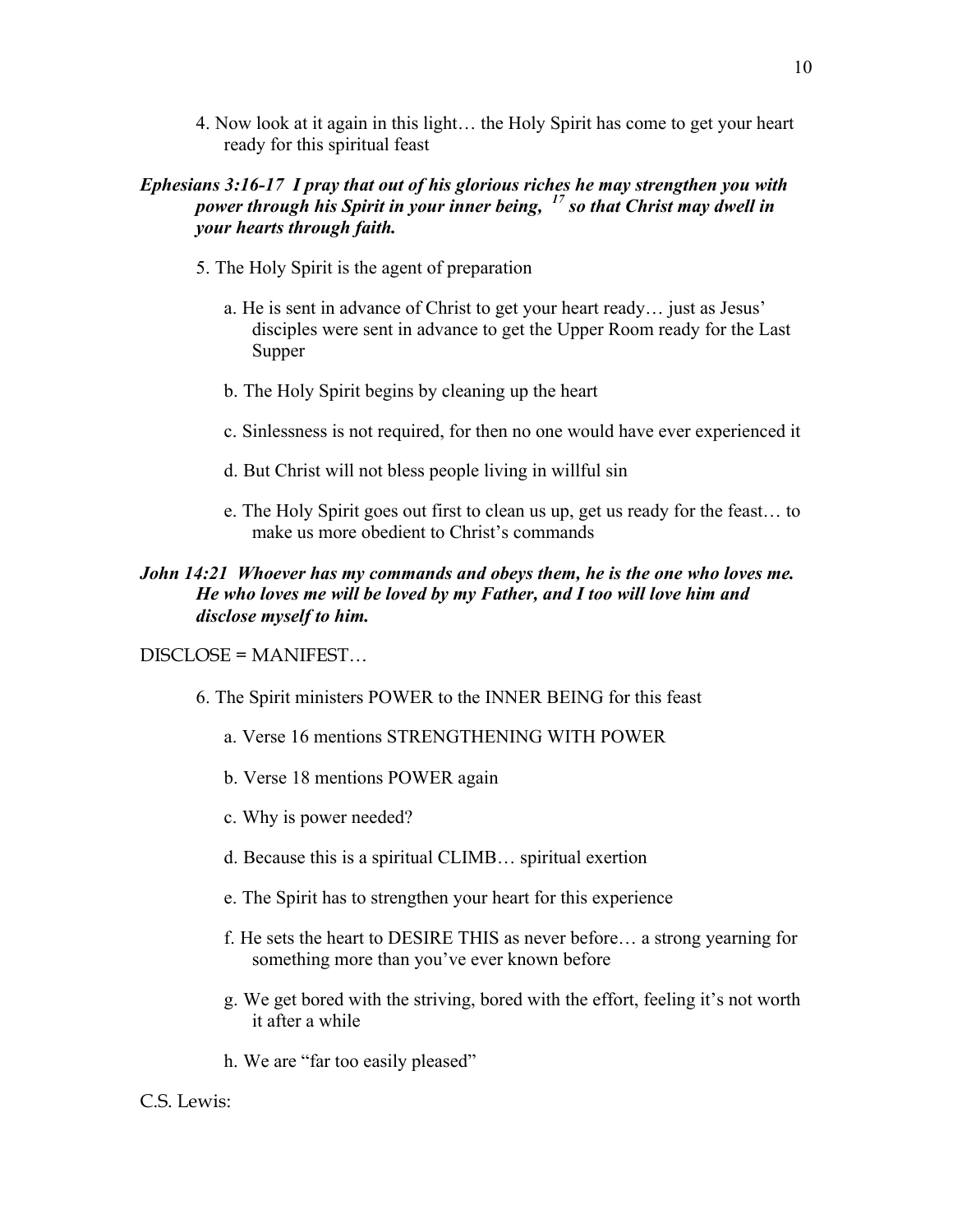4. Now look at it again in this light… the Holy Spirit has come to get your heart ready for this spiritual feast

***Ephesians 3:16-17 I pray that out of his glorious riches he may strengthen you with power through his Spirit in your inner being, [17] so that Christ may dwell in your hearts through faith.***

5. The Holy Spirit is the agent of preparation

   a. He is sent in advance of Christ to get your heart ready… just as Jesus' disciples were sent in advance to get the Upper Room ready for the Last Supper

   b. The Holy Spirit begins by cleaning up the heart

   c. Sinlessness is not required, for then no one would have ever experienced it

   d. But Christ will not bless people living in willful sin

   e. The Holy Spirit goes out first to clean us up, get us ready for the feast… to make us more obedient to Christ's commands

***John 14:21 Whoever has my commands and obeys them, he is the one who loves me. He who loves me will be loved by my Father, and I too will love him and disclose myself to him.***

DISCLOSE = MANIFEST…

6. The Spirit ministers POWER to the INNER BEING for this feast

   a. Verse 16 mentions STRENGTHENING WITH POWER

   b. Verse 18 mentions POWER again

   c. Why is power needed?

   d. Because this is a spiritual CLIMB… spiritual exertion

   e. The Spirit has to strengthen your heart for this experience

   f. He sets the heart to DESIRE THIS as never before… a strong yearning for something more than you've ever known before

   g. We get bored with the striving, bored with the effort, feeling it's not worth it after a while

   h. We are "far too easily pleased"

C.S. Lewis: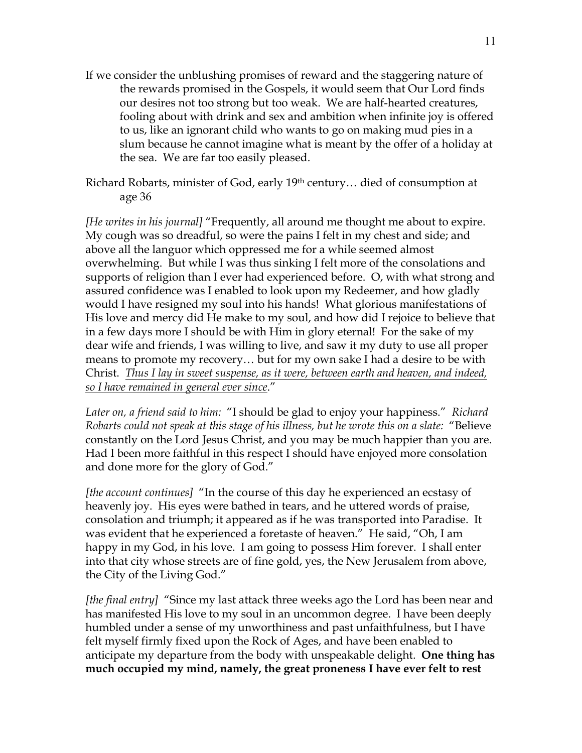If we consider the unblushing promises of reward and the staggering nature of the rewards promised in the Gospels, it would seem that Our Lord finds our desires not too strong but too weak. We are half-hearted creatures, fooling about with drink and sex and ambition when infinite joy is offered to us, like an ignorant child who wants to go on making mud pies in a slum because he cannot imagine what is meant by the offer of a holiday at the sea. We are far too easily pleased.

Richard Robarts, minister of God, early 19th century… died of consumption at age 36

*[He writes in his journal]* "Frequently, all around me thought me about to expire. My cough was so dreadful, so were the pains I felt in my chest and side; and above all the languor which oppressed me for a while seemed almost overwhelming. But while I was thus sinking I felt more of the consolations and supports of religion than I ever had experienced before. O, with what strong and assured confidence was I enabled to look upon my Redeemer, and how gladly would I have resigned my soul into his hands! What glorious manifestations of His love and mercy did He make to my soul, and how did I rejoice to believe that in a few days more I should be with Him in glory eternal! For the sake of my dear wife and friends, I was willing to live, and saw it my duty to use all proper means to promote my recovery… but for my own sake I had a desire to be with Christ. <u>*Thus I lay in sweet suspense, as it were, between earth and heaven, and indeed, so I have remained in general ever since*</u>."

*Later on, a friend said to him:* "I should be glad to enjoy your happiness." *Richard Robarts could not speak at this stage of his illness, but he wrote this on a slate:* "Believe constantly on the Lord Jesus Christ, and you may be much happier than you are. Had I been more faithful in this respect I should have enjoyed more consolation and done more for the glory of God."

*[the account continues]* "In the course of this day he experienced an ecstasy of heavenly joy. His eyes were bathed in tears, and he uttered words of praise, consolation and triumph; it appeared as if he was transported into Paradise. It was evident that he experienced a foretaste of heaven." He said, "Oh, I am happy in my God, in his love. I am going to possess Him forever. I shall enter into that city whose streets are of fine gold, yes, the New Jerusalem from above, the City of the Living God."

*[the final entry]* "Since my last attack three weeks ago the Lord has been near and has manifested His love to my soul in an uncommon degree. I have been deeply humbled under a sense of my unworthiness and past unfaithfulness, but I have felt myself firmly fixed upon the Rock of Ages, and have been enabled to anticipate my departure from the body with unspeakable delight. **One thing has much occupied my mind, namely, the great proneness I have ever felt to rest**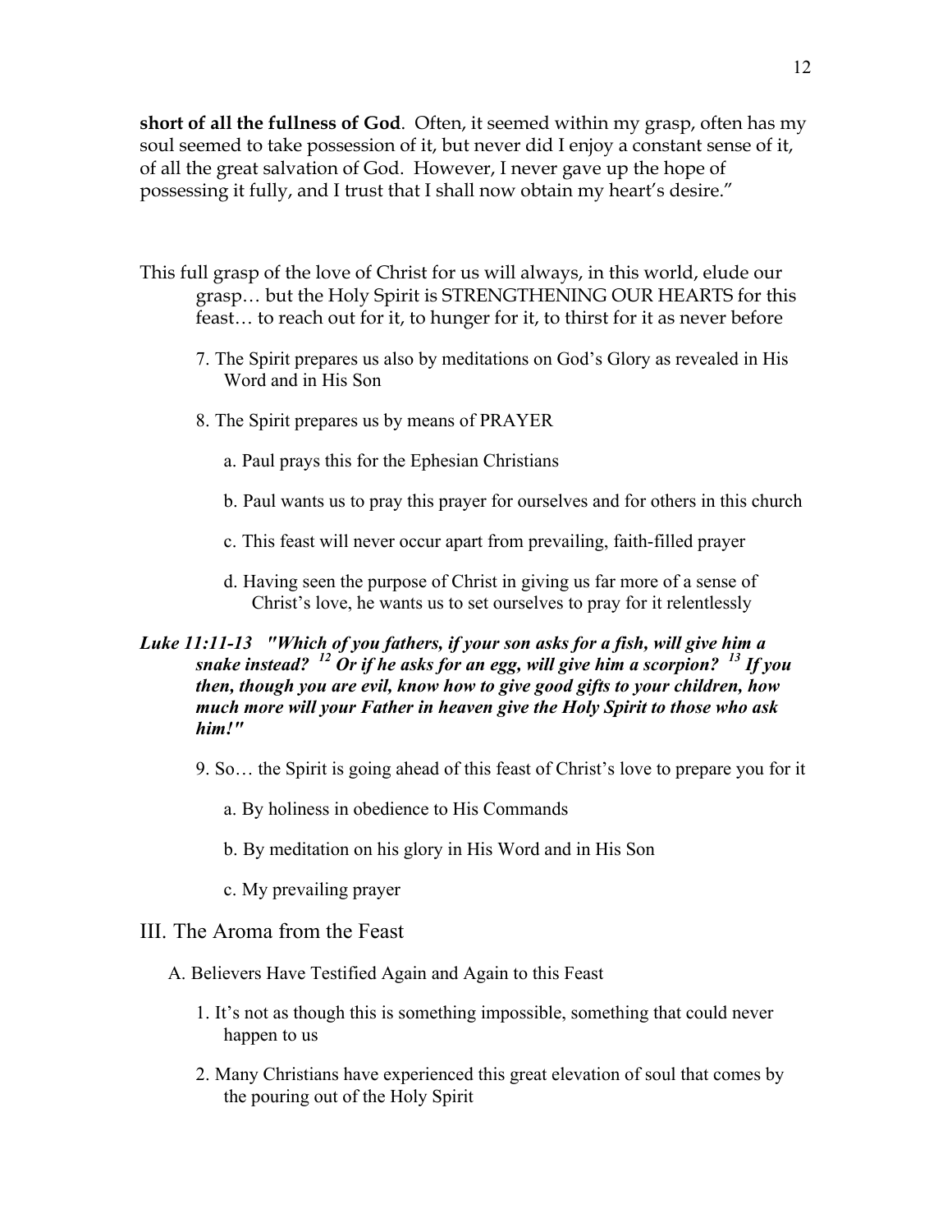**short of all the fullness of God**. Often, it seemed within my grasp, often has my soul seemed to take possession of it, but never did I enjoy a constant sense of it, of all the great salvation of God. However, I never gave up the hope of possessing it fully, and I trust that I shall now obtain my heart's desire."

This full grasp of the love of Christ for us will always, in this world, elude our grasp… but the Holy Spirit is STRENGTHENING OUR HEARTS for this feast… to reach out for it, to hunger for it, to thirst for it as never before

7. The Spirit prepares us also by meditations on God's Glory as revealed in His Word and in His Son

8. The Spirit prepares us by means of PRAYER

    a. Paul prays this for the Ephesian Christians

    b. Paul wants us to pray this prayer for ourselves and for others in this church

    c. This feast will never occur apart from prevailing, faith-filled prayer

    d. Having seen the purpose of Christ in giving us far more of a sense of Christ's love, he wants us to set ourselves to pray for it relentlessly

***Luke 11:11-13 "Which of you fathers, if your son asks for a fish, will give him a snake instead? [12] Or if he asks for an egg, will give him a scorpion? [13] If you then, though you are evil, know how to give good gifts to your children, how much more will your Father in heaven give the Holy Spirit to those who ask him!"***

9. So… the Spirit is going ahead of this feast of Christ's love to prepare you for it

    a. By holiness in obedience to His Commands

    b. By meditation on his glory in His Word and in His Son

    c. My prevailing prayer

## III. The Aroma from the Feast

### A. Believers Have Testified Again and Again to this Feast

1. It's not as though this is something impossible, something that could never happen to us

2. Many Christians have experienced this great elevation of soul that comes by the pouring out of the Holy Spirit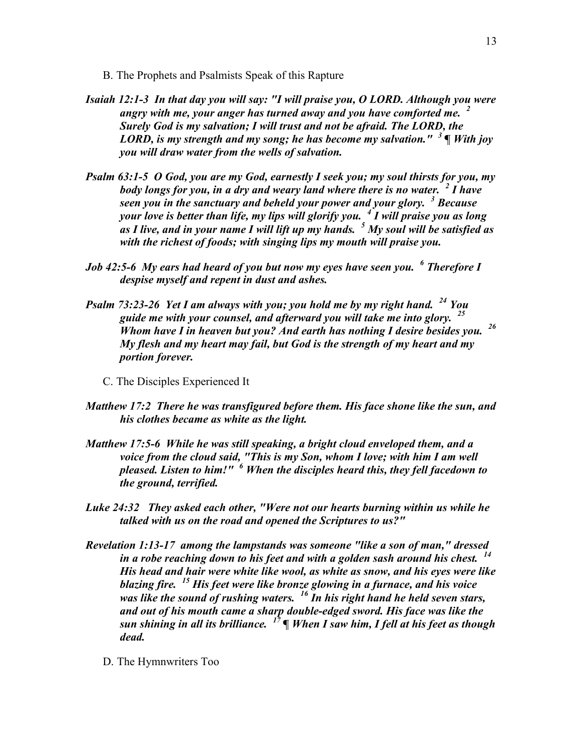B. The Prophets and Psalmists Speak of this Rapture

***Isaiah 12:1-3  In that day you will say: "I will praise you, O LORD. Although you were angry with me, your anger has turned away and you have comforted me. [2] Surely God is my salvation; I will trust and not be afraid. The LORD, the LORD, is my strength and my song; he has become my salvation." [3] ¶ With joy you will draw water from the wells of salvation.***

***Psalm 63:1-5  O God, you are my God, earnestly I seek you; my soul thirsts for you, my body longs for you, in a dry and weary land where there is no water. [2] I have seen you in the sanctuary and beheld your power and your glory. [3] Because your love is better than life, my lips will glorify you. [4] I will praise you as long as I live, and in your name I will lift up my hands. [5] My soul will be satisfied as with the richest of foods; with singing lips my mouth will praise you.***

***Job 42:5-6  My ears had heard of you but now my eyes have seen you. [6] Therefore I despise myself and repent in dust and ashes.***

***Psalm 73:23-26  Yet I am always with you; you hold me by my right hand. [24] You guide me with your counsel, and afterward you will take me into glory. [25] Whom have I in heaven but you? And earth has nothing I desire besides you. [26] My flesh and my heart may fail, but God is the strength of my heart and my portion forever.***

C. The Disciples Experienced It

***Matthew 17:2  There he was transfigured before them. His face shone like the sun, and his clothes became as white as the light.***

***Matthew 17:5-6  While he was still speaking, a bright cloud enveloped them, and a voice from the cloud said, "This is my Son, whom I love; with him I am well pleased. Listen to him!" [6] When the disciples heard this, they fell facedown to the ground, terrified.***

***Luke 24:32   They asked each other, "Were not our hearts burning within us while he talked with us on the road and opened the Scriptures to us?"***

***Revelation 1:13-17  among the lampstands was someone "like a son of man," dressed in a robe reaching down to his feet and with a golden sash around his chest. [14] His head and hair were white like wool, as white as snow, and his eyes were like blazing fire. [15] His feet were like bronze glowing in a furnace, and his voice was like the sound of rushing waters. [16] In his right hand he held seven stars, and out of his mouth came a sharp double-edged sword. His face was like the sun shining in all its brilliance. [17] ¶ When I saw him, I fell at his feet as though dead.***

D. The Hymnwriters Too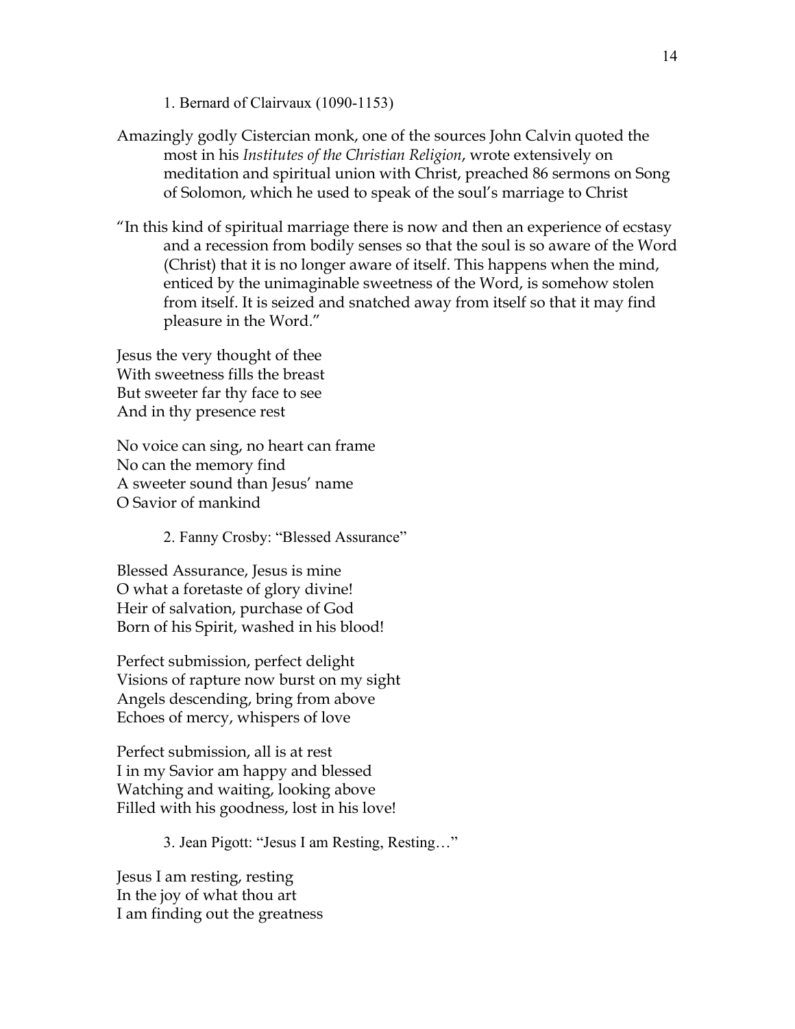1. Bernard of Clairvaux (1090-1153)

Amazingly godly Cistercian monk, one of the sources John Calvin quoted the most in his *Institutes of the Christian Religion*, wrote extensively on meditation and spiritual union with Christ, preached 86 sermons on Song of Solomon, which he used to speak of the soul's marriage to Christ

"In this kind of spiritual marriage there is now and then an experience of ecstasy and a recession from bodily senses so that the soul is so aware of the Word (Christ) that it is no longer aware of itself. This happens when the mind, enticed by the unimaginable sweetness of the Word, is somehow stolen from itself. It is seized and snatched away from itself so that it may find pleasure in the Word."

Jesus the very thought of thee  
With sweetness fills the breast  
But sweeter far thy face to see  
And in thy presence rest

No voice can sing, no heart can frame  
No can the memory find  
A sweeter sound than Jesus' name  
O Savior of mankind

2. Fanny Crosby: "Blessed Assurance"

Blessed Assurance, Jesus is mine  
O what a foretaste of glory divine!  
Heir of salvation, purchase of God  
Born of his Spirit, washed in his blood!

Perfect submission, perfect delight  
Visions of rapture now burst on my sight  
Angels descending, bring from above  
Echoes of mercy, whispers of love

Perfect submission, all is at rest  
I in my Savior am happy and blessed  
Watching and waiting, looking above  
Filled with his goodness, lost in his love!

3. Jean Pigott: "Jesus I am Resting, Resting…"

Jesus I am resting, resting  
In the joy of what thou art  
I am finding out the greatness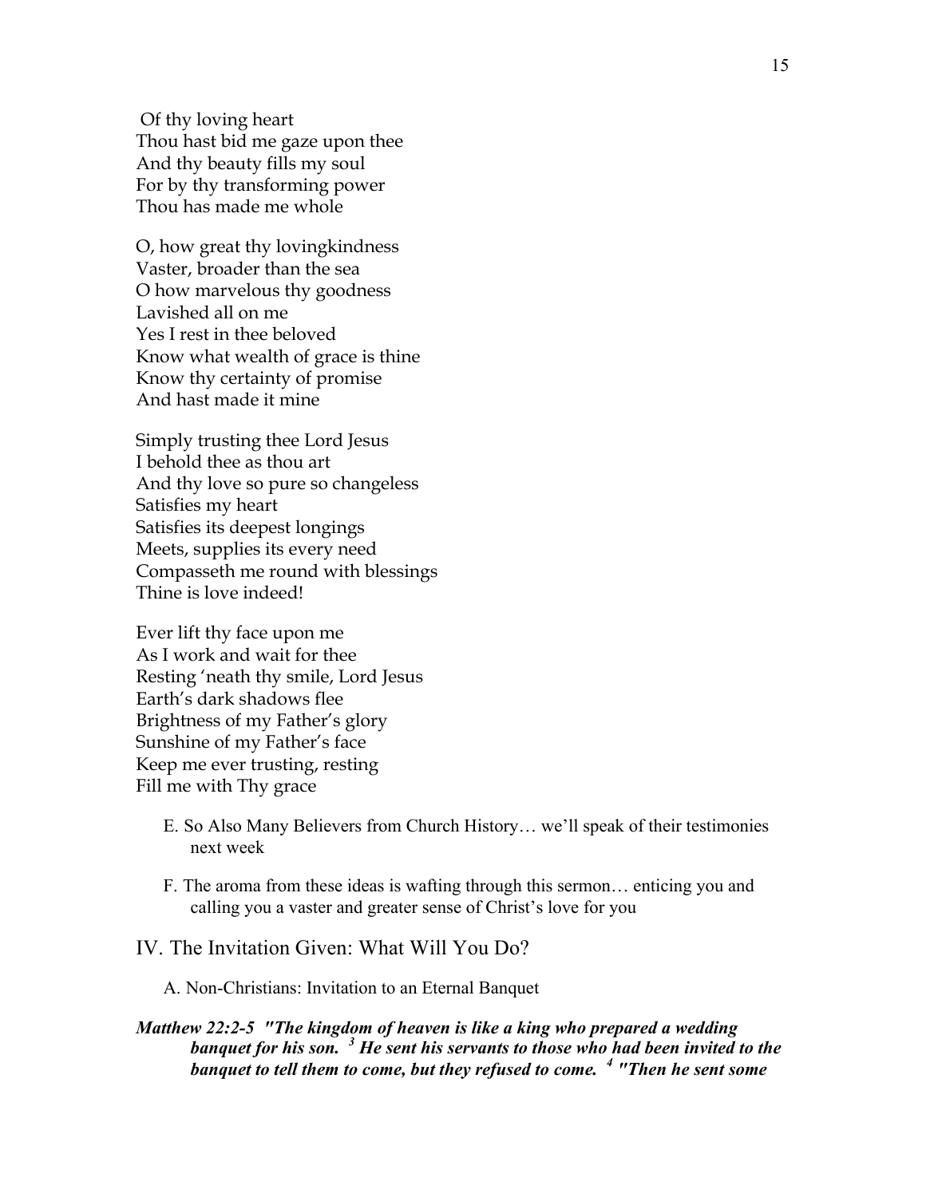Of thy loving heart
Thou hast bid me gaze upon thee
And thy beauty fills my soul
For by thy transforming power
Thou has made me whole

O, how great thy lovingkindness
Vaster, broader than the sea
O how marvelous thy goodness
Lavished all on me
Yes I rest in thee beloved
Know what wealth of grace is thine
Know thy certainty of promise
And hast made it mine

Simply trusting thee Lord Jesus
I behold thee as thou art
And thy love so pure so changeless
Satisfies my heart
Satisfies its deepest longings
Meets, supplies its every need
Compasseth me round with blessings
Thine is love indeed!

Ever lift thy face upon me
As I work and wait for thee
Resting 'neath thy smile, Lord Jesus
Earth's dark shadows flee
Brightness of my Father's glory
Sunshine of my Father's face
Keep me ever trusting, resting
Fill me with Thy grace

E. So Also Many Believers from Church History… we'll speak of their testimonies next week

F. The aroma from these ideas is wafting through this sermon… enticing you and calling you a vaster and greater sense of Christ's love for you

## IV. The Invitation Given: What Will You Do?

A. Non-Christians: Invitation to an Eternal Banquet

***Matthew 22:2-5 "The kingdom of heaven is like a king who prepared a wedding banquet for his son. [3] He sent his servants to those who had been invited to the banquet to tell them to come, but they refused to come. [4] "Then he sent some***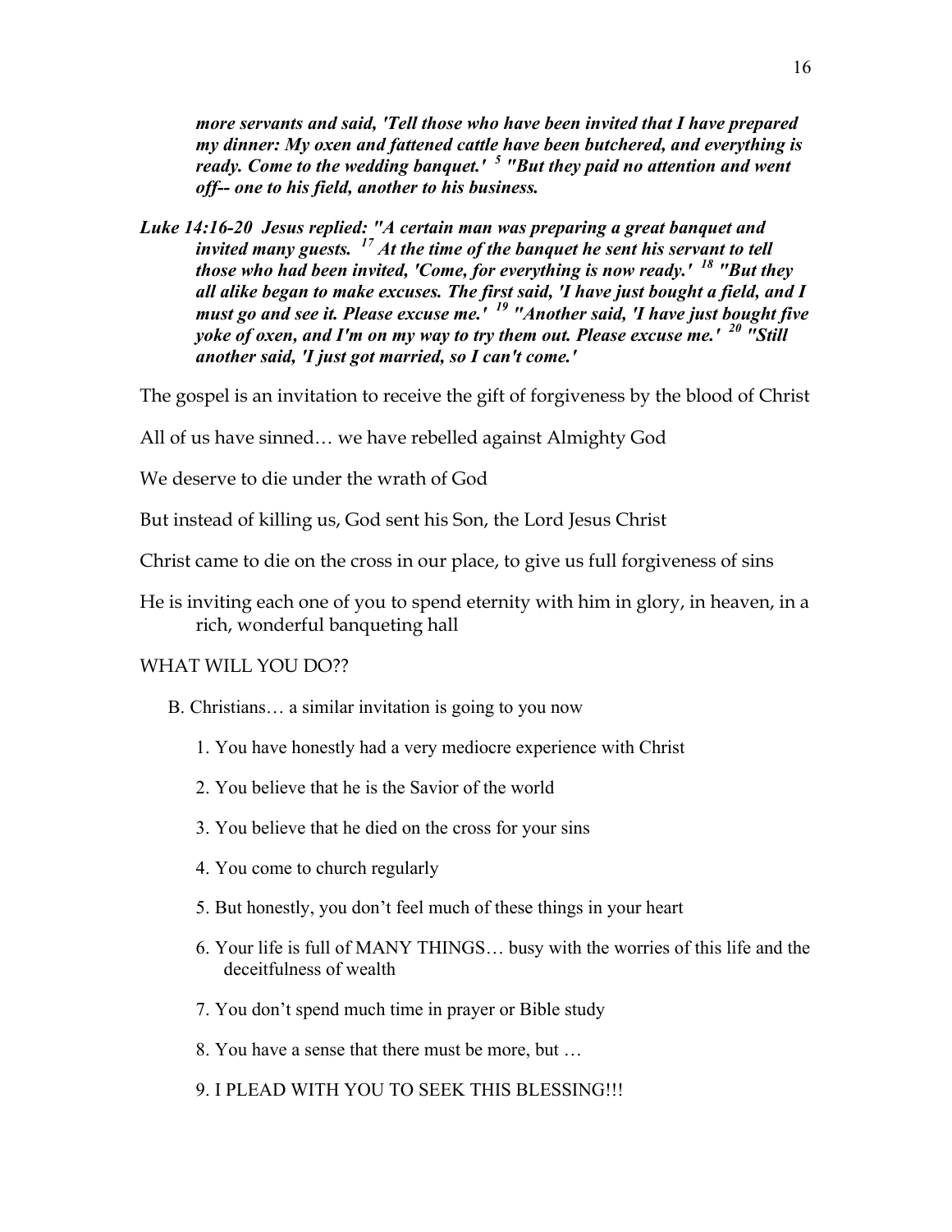***more servants and said, 'Tell those who have been invited that I have prepared my dinner: My oxen and fattened cattle have been butchered, and everything is ready. Come to the wedding banquet.' [5] "But they paid no attention and went off-- one to his field, another to his business.***

***Luke 14:16-20 Jesus replied: "A certain man was preparing a great banquet and invited many guests. [17] At the time of the banquet he sent his servant to tell those who had been invited, 'Come, for everything is now ready.' [18] "But they all alike began to make excuses. The first said, 'I have just bought a field, and I must go and see it. Please excuse me.' [19] "Another said, 'I have just bought five yoke of oxen, and I'm on my way to try them out. Please excuse me.' [20] "Still another said, 'I just got married, so I can't come.'***

The gospel is an invitation to receive the gift of forgiveness by the blood of Christ

All of us have sinned… we have rebelled against Almighty God

We deserve to die under the wrath of God

But instead of killing us, God sent his Son, the Lord Jesus Christ

Christ came to die on the cross in our place, to give us full forgiveness of sins

He is inviting each one of you to spend eternity with him in glory, in heaven, in a rich, wonderful banqueting hall

WHAT WILL YOU DO??

B. Christians… a similar invitation is going to you now

1. You have honestly had a very mediocre experience with Christ
2. You believe that he is the Savior of the world
3. You believe that he died on the cross for your sins
4. You come to church regularly
5. But honestly, you don't feel much of these things in your heart
6. Your life is full of MANY THINGS… busy with the worries of this life and the deceitfulness of wealth
7. You don't spend much time in prayer or Bible study
8. You have a sense that there must be more, but …
9. I PLEAD WITH YOU TO SEEK THIS BLESSING!!!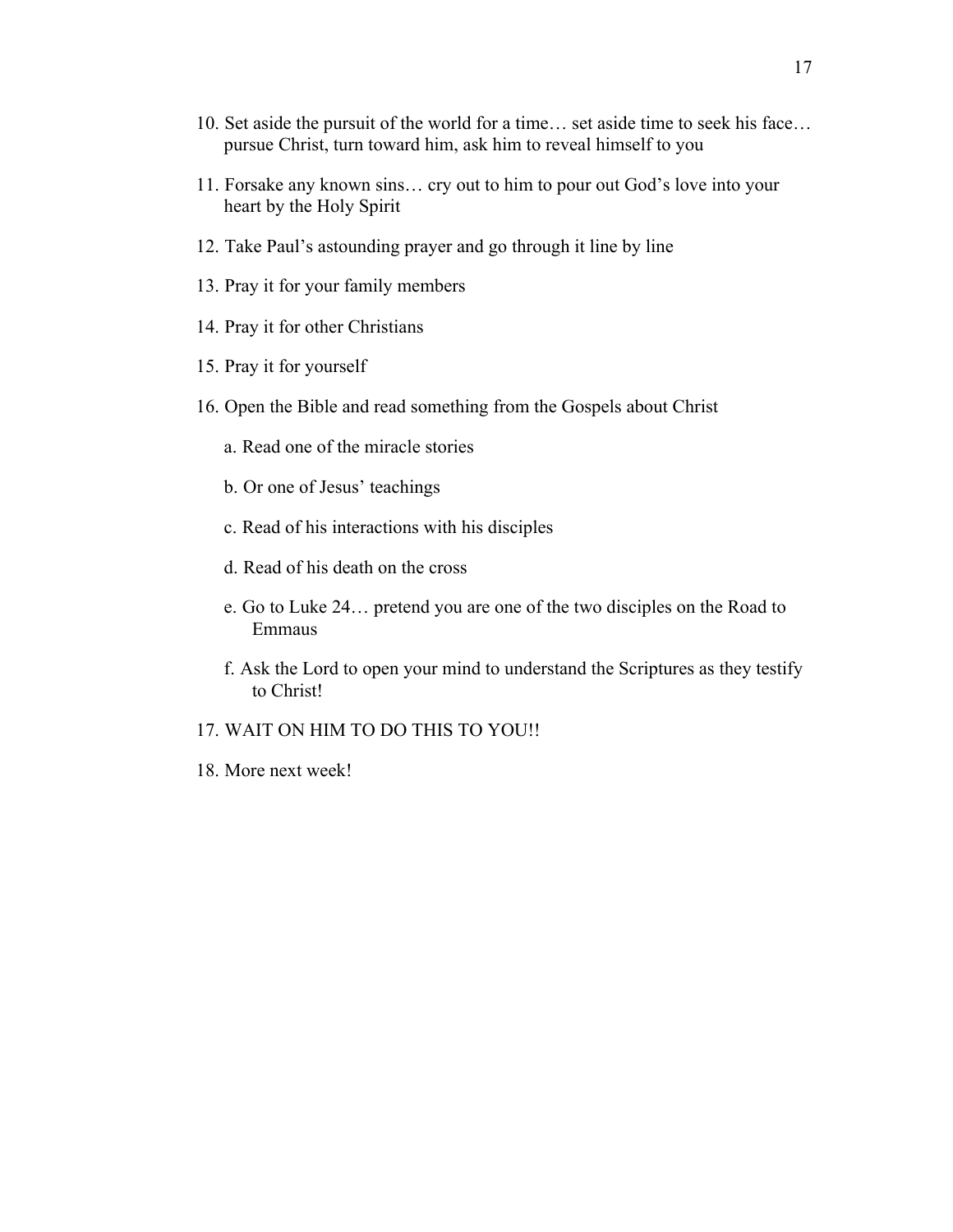10. Set aside the pursuit of the world for a time… set aside time to seek his face… pursue Christ, turn toward him, ask him to reveal himself to you

11. Forsake any known sins… cry out to him to pour out God's love into your heart by the Holy Spirit

12. Take Paul's astounding prayer and go through it line by line

13. Pray it for your family members

14. Pray it for other Christians

15. Pray it for yourself

16. Open the Bible and read something from the Gospels about Christ

    a. Read one of the miracle stories

    b. Or one of Jesus' teachings

    c. Read of his interactions with his disciples

    d. Read of his death on the cross

    e. Go to Luke 24… pretend you are one of the two disciples on the Road to Emmaus

    f. Ask the Lord to open your mind to understand the Scriptures as they testify to Christ!

17. WAIT ON HIM TO DO THIS TO YOU!!

18. More next week!